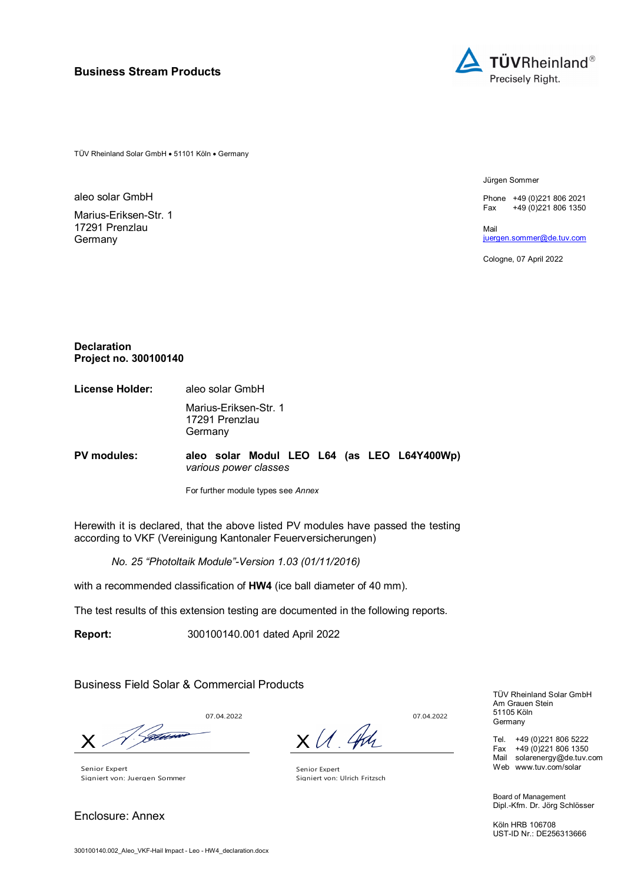**Business Stream Products**

TÜVRheinland®
Precisely Right.

TÜV Rheinland Solar GmbH • 51101 Köln • Germany

aleo solar GmbH

Marius-Eriksen-Str. 1
17291 Prenzlau
Germany

Jürgen Sommer

Phone +49 (0)221 806 2021
Fax +49 (0)221 806 1350

Mail
juergen.sommer@de.tuv.com

Cologne, 07 April 2022

**Declaration**
**Project no. 300100140**

**License Holder:** aleo solar GmbH

Marius-Eriksen-Str. 1
17291 Prenzlau
Germany

**PV modules:** **aleo solar Modul LEO L64 (as LEO L64Y400Wp)**
*various power classes*

For further module types see *Annex*

Herewith it is declared, that the above listed PV modules have passed the testing according to VKF (Vereinigung Kantonaler Feuerversicherungen)

*No. 25 "Photoltaik Module"-Version 1.03 (01/11/2016)*

with a recommended classification of **HW4** (ice ball diameter of 40 mm).

The test results of this extension testing are documented in the following reports.

**Report:** 300100140.001 dated April 2022

Business Field Solar & Commercial Products

07.04.2022

X

Senior Expert
Signiert von: Juergen Sommer

07.04.2022

X

Senior Expert
Signiert von: Ulrich Fritzsch

Enclosure: Annex

TÜV Rheinland Solar GmbH
Am Grauen Stein
51105 Köln
Germany

Tel. +49 (0)221 806 5222
Fax +49 (0)221 806 1350
Mail solarenergy@de.tuv.com
Web www.tuv.com/solar

Board of Management
Dipl.-Kfm. Dr. Jörg Schlösser

Köln HRB 106708
UST-ID Nr.: DE256313666

300100140.002_Aleo_VKF-Hail Impact - Leo - HW4_declaration.docx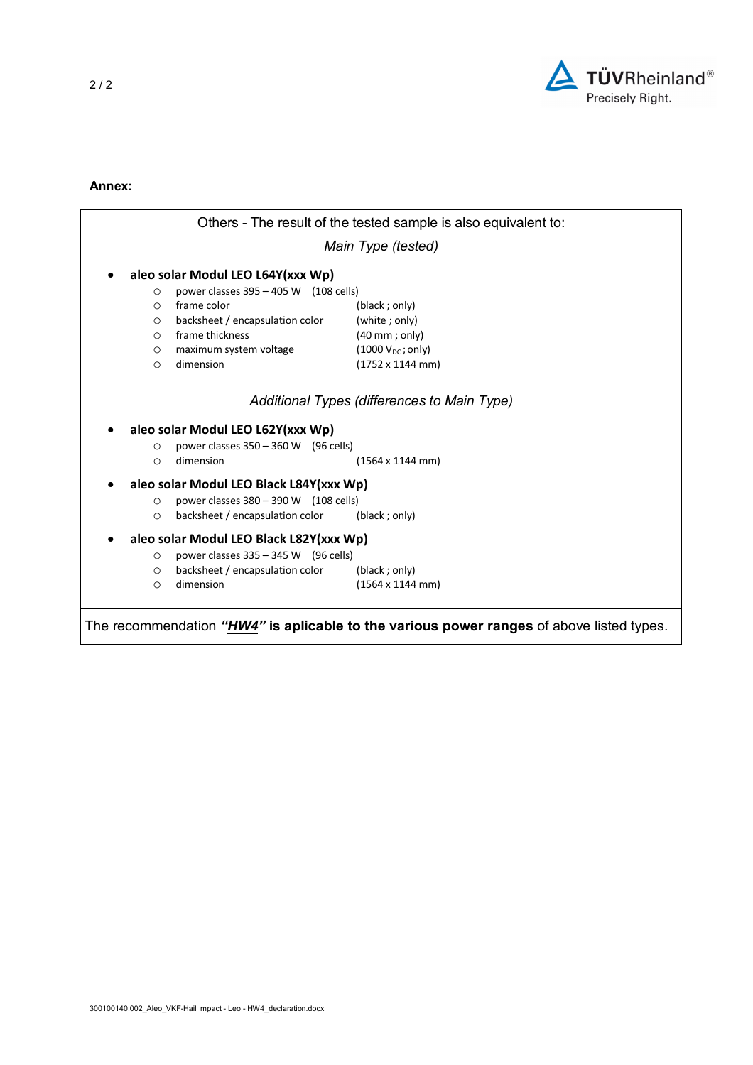**Annex:**

Others - The result of the tested sample is also equivalent to:

*Main Type (tested)*

- **aleo solar Modul LEO L64Y(xxx Wp)**
  - power classes 395 – 405 W (108 cells)
  - frame color (black ; only)
  - backsheet / encapsulation color (white ; only)
  - frame thickness (40 mm ; only)
  - maximum system voltage (1000 $V_{DC}$ ; only)
  - dimension (1752 x 1144 mm)

*Additional Types (differences to Main Type)*

- **aleo solar Modul LEO L62Y(xxx Wp)**
  - power classes 350 – 360 W (96 cells)
  - dimension (1564 x 1144 mm)
- **aleo solar Modul LEO Black L84Y(xxx Wp)**
  - power classes 380 – 390 W (108 cells)
  - backsheet / encapsulation color (black ; only)
- **aleo solar Modul LEO Black L82Y(xxx Wp)**
  - power classes 335 – 345 W (96 cells)
  - backsheet / encapsulation color (black ; only)
  - dimension (1564 x 1144 mm)

The recommendation ***"HW4"* is aplicable to the various power ranges** of above listed types.

300100140.002_Aleo_VKF-Hail Impact - Leo - HW4_declaration.docx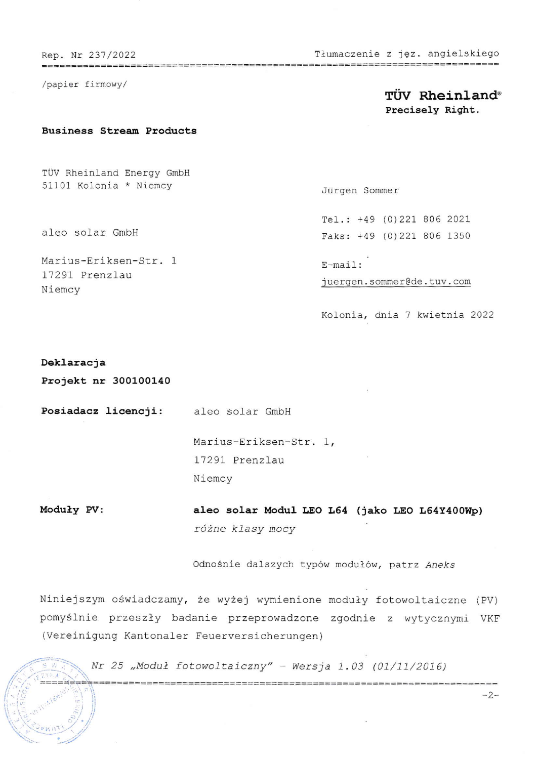Rep. Nr 237/2022 Tłumaczenie z jęz. angielskiego

/papier firmowy/

**TÜV Rheinland®**
**Precisely Right.**

**Business Stream Products**

TÜV Rheinland Energy GmbH
51101 Kolonia * Niemcy

aleo solar GmbH

Marius-Eriksen-Str. 1
17291 Prenzlau
Niemcy

Jürgen Sommer

Tel.: +49 (0)221 806 2021
Faks: +49 (0)221 806 1350

E-mail:
juergen.sommer@de.tuv.com

Kolonia, dnia 7 kwietnia 2022

**Deklaracja**
**Projekt nr 300100140**

**Posiadacz licencji:** aleo solar GmbH
Marius-Eriksen-Str. 1,
17291 Prenzlau
Niemcy

**Moduły PV:** **aleo solar Modul LEO L64 (jako LEO L64Y400Wp)**
*różne klasy mocy*

Odnośnie dalszych typów modułów, patrz *Aneks*

Niniejszym oświadczamy, że wyżej wymienione moduły fotowoltaiczne (PV) pomyślnie przeszły badanie przeprowadzone zgodnie z wytycznymi VKF (Vereinigung Kantonaler Feuerversicherungen)

*Nr 25 „Moduł fotowoltaiczny" - Wersja 1.03 (01/11/2016)*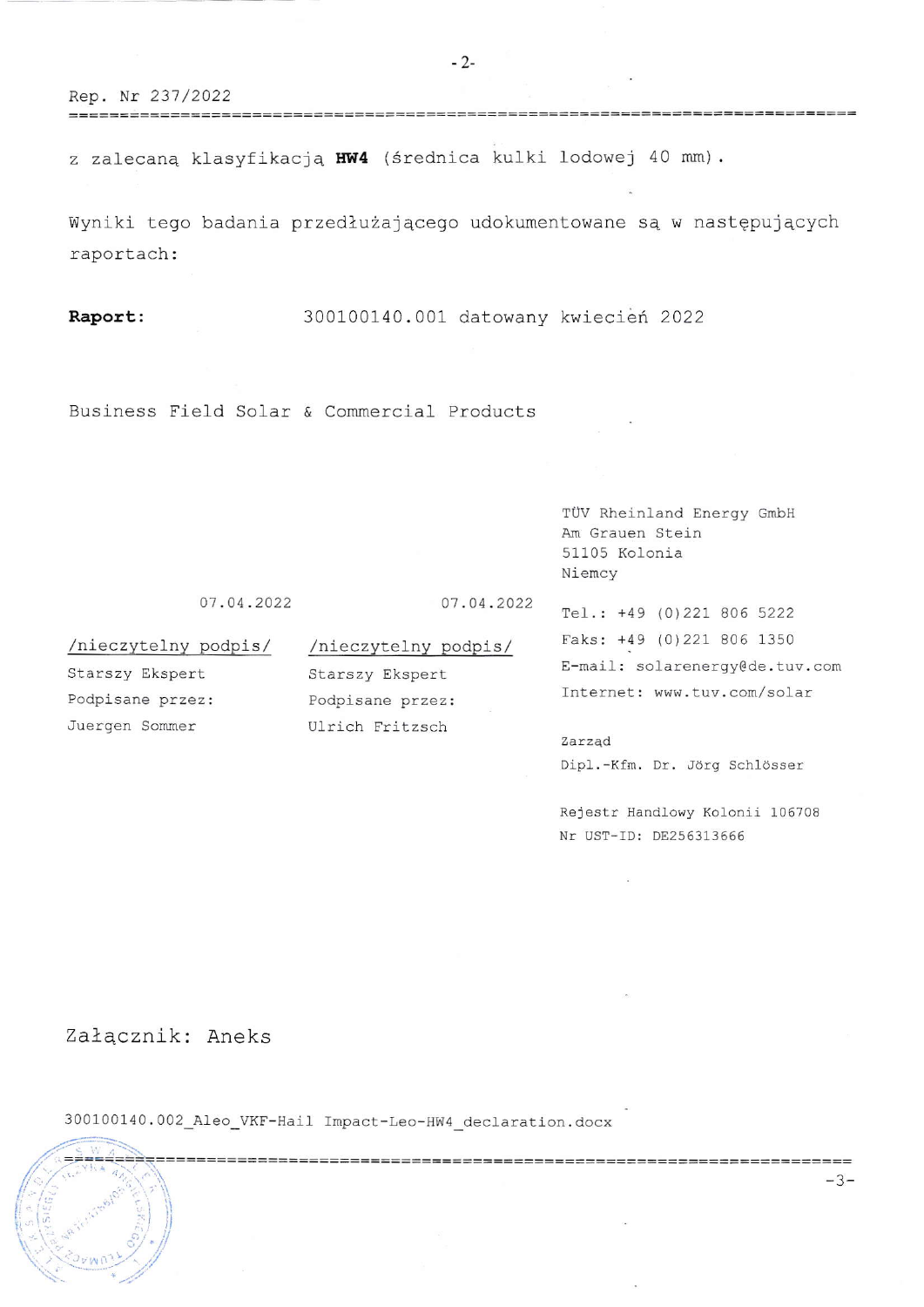Rep. Nr 237/2022

z zalecaną klasyfikacją **HW4** (średnica kulki lodowej 40 mm).

Wyniki tego badania przedłużającego udokumentowane są w następujących raportach:

**Raport:** 300100140.001 datowany kwiecień 2022

Business Field Solar & Commercial Products

TÜV Rheinland Energy GmbH
Am Grauen Stein
51105 Kolonia
Niemcy

Tel.: +49 (0)221 806 5222
Faks: +49 (0)221 806 1350
E-mail: solarenergy@de.tuv.com
Internet: www.tuv.com/solar

Zarząd
Dipl.-Kfm. Dr. Jörg Schlösser

Rejestr Handlowy Kolonii 106708
Nr UST-ID: DE256313666

07.04.2022

/nieczytelny podpis/
Starszy Ekspert
Podpisane przez:
Juergen Sommer

07.04.2022

/nieczytelny podpis/
Starszy Ekspert
Podpisane przez:
Ulrich Fritzsch

Załącznik: Aneks

300100140.002_Aleo_VKF-Hail Impact-Leo-HW4_declaration.docx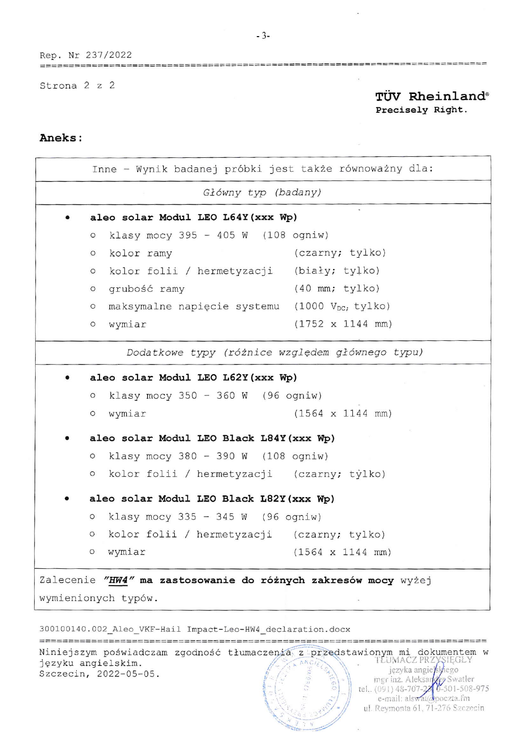Rep. Nr 237/2022

Strona 2 z 2

**TÜV Rheinland®**
**Precisely Right.**

**Aneks:**

| Inne – Wynik badanej próbki jest także równoważny dla: |
|---|
| *Główny typ (badany)* |
| • **aleo solar Modul LEO L64Y(xxx Wp)**<br>○ klasy mocy 395 - 405 W (108 ogniw)<br>○ kolor ramy (czarny; tylko)<br>○ kolor folii / hermetyzacji (biały; tylko)<br>○ grubość ramy (40 mm; tylko)<br>○ maksymalne napięcie systemu (1000 $V_{DC}$; tylko)<br>○ wymiar (1752 x 1144 mm) |
| *Dodatkowe typy (różnice względem głównego typu)* |
| • **aleo solar Modul LEO L62Y(xxx Wp)**<br>○ klasy mocy 350 - 360 W (96 ogniw)<br>○ wymiar (1564 x 1144 mm)<br><br>• **aleo solar Modul LEO Black L84Y(xxx Wp)**<br>○ klasy mocy 380 - 390 W (108 ogniw)<br>○ kolor folii / hermetyzacji (czarny; tylko)<br><br>• **aleo solar Modul LEO Black L82Y(xxx Wp)**<br>○ klasy mocy 335 - 345 W (96 ogniw)<br>○ kolor folii / hermetyzacji (czarny; tylko)<br>○ wymiar (1564 x 1144 mm) |
| Zalecenie ***"HW4"*** **ma zastosowanie do różnych zakresów mocy** wyżej wymienionych typów. |

300100140.002_Aleo_VKF-Hail Impact-Leo-HW4_declaration.docx

Niniejszym poświadczam zgodność tłumaczenia z przedstawionym mi dokumentem w języku angielskim.
Szczecin, 2022-05-05.

TŁUMACZ PRZYSIĘGŁY
języka angielskiego
mgr inż. Aleksander Swatler
tel.. (091) 48-707-23, 0-501-508-975
e-mail: alswat@poczta.fm
ul. Reymonta 61, 71-276 Szczecin